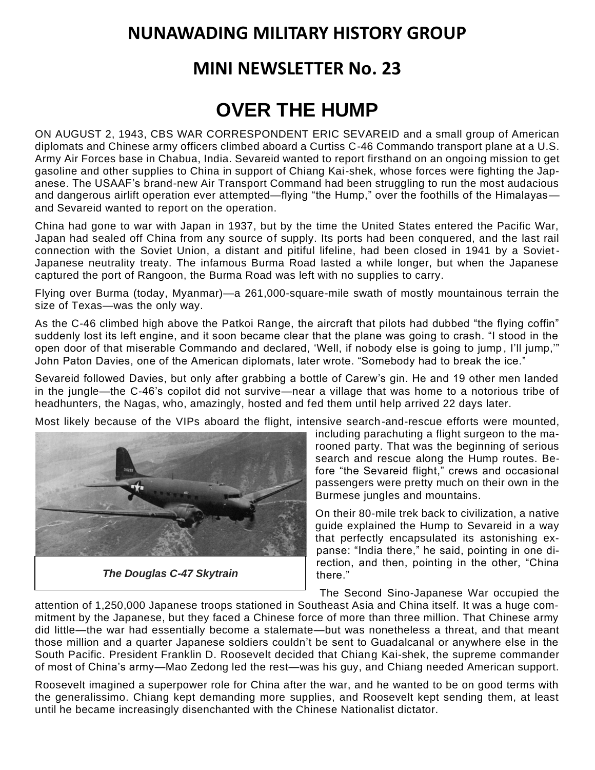# NUNAWADING MILITARY HISTORY GROUP

## MINI NEWSLETTER No. 23

# OVER THE HUMP

ON AUGUST 2, 1943, CBS WAR CORRESPONDENT ERIC SEVAREID and a small group of American diplomats and Chinese army officers climbed aboard a Curtiss C-46 Commando transport plane at a U.S. Army Air Forces base in Chabua, India. Sevareid wanted to report firsthand on an ongoing mission to get gasoline and other supplies to China in support of Chiang Kai-shek, whose forces were fighting the Japanese. The USAAF's brand-new Air Transport Command had been struggling to run the most audacious and dangerous airlift operation ever attempted—flying "the Hump," over the foothills of the Himalayas—and Sevareid wanted to report on the operation.

China had gone to war with Japan in 1937, but by the time the United States entered the Pacific War, Japan had sealed off China from any source of supply. Its ports had been conquered, and the last rail connection with the Soviet Union, a distant and pitiful lifeline, had been closed in 1941 by a Soviet-Japanese neutrality treaty. The infamous Burma Road lasted a while longer, but when the Japanese captured the port of Rangoon, the Burma Road was left with no supplies to carry.

Flying over Burma (today, Myanmar)—a 261,000-square-mile swath of mostly mountainous terrain the size of Texas—was the only way.

As the C-46 climbed high above the Patkoi Range, the aircraft that pilots had dubbed "the flying coffin" suddenly lost its left engine, and it soon became clear that the plane was going to crash. "I stood in the open door of that miserable Commando and declared, 'Well, if nobody else is going to jump, I'll jump,'" John Paton Davies, one of the American diplomats, later wrote. "Somebody had to break the ice."

Sevareid followed Davies, but only after grabbing a bottle of Carew's gin. He and 19 other men landed in the jungle—the C-46's copilot did not survive—near a village that was home to a notorious tribe of headhunters, the Nagas, who, amazingly, hosted and fed them until help arrived 22 days later.

Most likely because of the VIPs aboard the flight, intensive search-and-rescue efforts were mounted, including parachuting a flight surgeon to the marooned party. That was the beginning of serious search and rescue along the Hump routes. Before "the Sevareid flight," crews and occasional passengers were pretty much on their own in the Burmese jungles and mountains.

*The Douglas C-47 Skytrain*

On their 80-mile trek back to civilization, a native guide explained the Hump to Sevareid in a way that perfectly encapsulated its astonishing expanse: "India there," he said, pointing in one direction, and then, pointing in the other, "China there."

The Second Sino-Japanese War occupied the attention of 1,250,000 Japanese troops stationed in Southeast Asia and China itself. It was a huge commitment by the Japanese, but they faced a Chinese force of more than three million. That Chinese army did little—the war had essentially become a stalemate—but was nonetheless a threat, and that meant those million and a quarter Japanese soldiers couldn't be sent to Guadalcanal or anywhere else in the South Pacific. President Franklin D. Roosevelt decided that Chiang Kai-shek, the supreme commander of most of China's army—Mao Zedong led the rest—was his guy, and Chiang needed American support.

Roosevelt imagined a superpower role for China after the war, and he wanted to be on good terms with the generalissimo. Chiang kept demanding more supplies, and Roosevelt kept sending them, at least until he became increasingly disenchanted with the Chinese Nationalist dictator.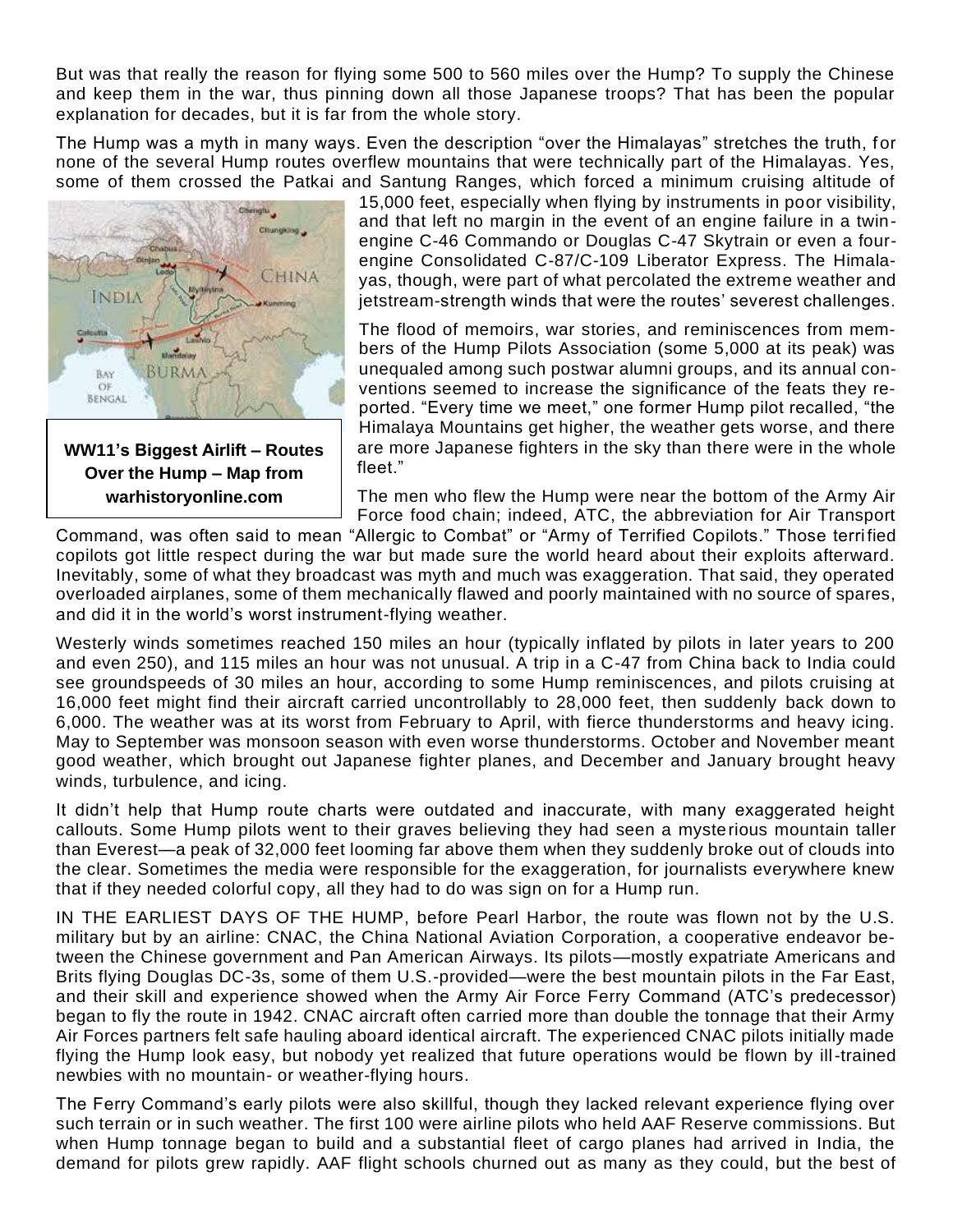But was that really the reason for flying some 500 to 560 miles over the Hump? To supply the Chinese and keep them in the war, thus pinning down all those Japanese troops? That has been the popular explanation for decades, but it is far from the whole story.

The Hump was a myth in many ways. Even the description "over the Himalayas" stretches the truth, for none of the several Hump routes overflew mountains that were technically part of the Himalayas. Yes, some of them crossed the Patkai and Santung Ranges, which forced a minimum cruising altitude of 15,000 feet, especially when flying by instruments in poor visibility, and that left no margin in the event of an engine failure in a twin-engine C-46 Commando or Douglas C-47 Skytrain or even a four-engine Consolidated C-87/C-109 Liberator Express. The Himalayas, though, were part of what percolated the extreme weather and jetstream-strength winds that were the routes' severest challenges.

**WW11's Biggest Airlift – Routes Over the Hump – Map from warhistoryonline.com**

The flood of memoirs, war stories, and reminiscences from members of the Hump Pilots Association (some 5,000 at its peak) was unequaled among such postwar alumni groups, and its annual conventions seemed to increase the significance of the feats they reported. "Every time we meet," one former Hump pilot recalled, "the Himalaya Mountains get higher, the weather gets worse, and there are more Japanese fighters in the sky than there were in the whole fleet."

The men who flew the Hump were near the bottom of the Army Air Force food chain; indeed, ATC, the abbreviation for Air Transport Command, was often said to mean "Allergic to Combat" or "Army of Terrified Copilots." Those terrified copilots got little respect during the war but made sure the world heard about their exploits afterward. Inevitably, some of what they broadcast was myth and much was exaggeration. That said, they operated overloaded airplanes, some of them mechanically flawed and poorly maintained with no source of spares, and did it in the world's worst instrument-flying weather.

Westerly winds sometimes reached 150 miles an hour (typically inflated by pilots in later years to 200 and even 250), and 115 miles an hour was not unusual. A trip in a C-47 from China back to India could see groundspeeds of 30 miles an hour, according to some Hump reminiscences, and pilots cruising at 16,000 feet might find their aircraft carried uncontrollably to 28,000 feet, then suddenly back down to 6,000. The weather was at its worst from February to April, with fierce thunderstorms and heavy icing. May to September was monsoon season with even worse thunderstorms. October and November meant good weather, which brought out Japanese fighter planes, and December and January brought heavy winds, turbulence, and icing.

It didn't help that Hump route charts were outdated and inaccurate, with many exaggerated height callouts. Some Hump pilots went to their graves believing they had seen a mysterious mountain taller than Everest—a peak of 32,000 feet looming far above them when they suddenly broke out of clouds into the clear. Sometimes the media were responsible for the exaggeration, for journalists everywhere knew that if they needed colorful copy, all they had to do was sign on for a Hump run.

IN THE EARLIEST DAYS OF THE HUMP, before Pearl Harbor, the route was flown not by the U.S. military but by an airline: CNAC, the China National Aviation Corporation, a cooperative endeavor between the Chinese government and Pan American Airways. Its pilots—mostly expatriate Americans and Brits flying Douglas DC-3s, some of them U.S.-provided—were the best mountain pilots in the Far East, and their skill and experience showed when the Army Air Force Ferry Command (ATC's predecessor) began to fly the route in 1942. CNAC aircraft often carried more than double the tonnage that their Army Air Forces partners felt safe hauling aboard identical aircraft. The experienced CNAC pilots initially made flying the Hump look easy, but nobody yet realized that future operations would be flown by ill-trained newbies with no mountain- or weather-flying hours.

The Ferry Command's early pilots were also skillful, though they lacked relevant experience flying over such terrain or in such weather. The first 100 were airline pilots who held AAF Reserve commissions. But when Hump tonnage began to build and a substantial fleet of cargo planes had arrived in India, the demand for pilots grew rapidly. AAF flight schools churned out as many as they could, but the best of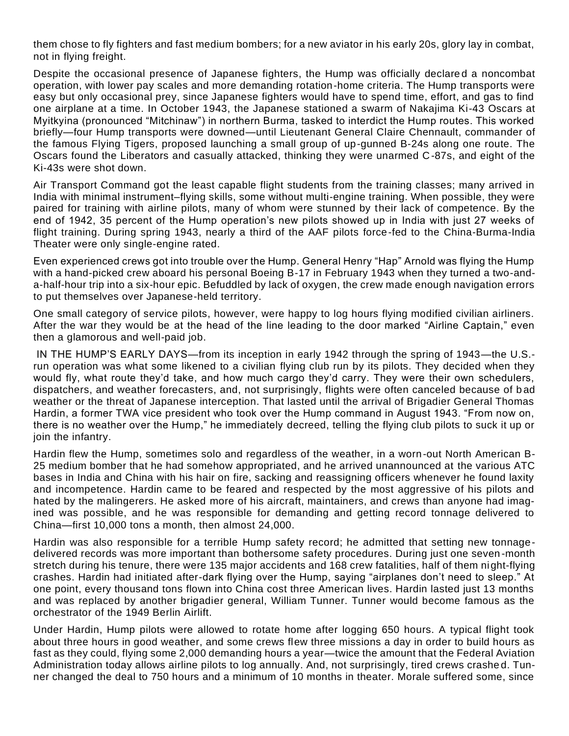them chose to fly fighters and fast medium bombers; for a new aviator in his early 20s, glory lay in combat, not in flying freight.

Despite the occasional presence of Japanese fighters, the Hump was officially declared a noncombat operation, with lower pay scales and more demanding rotation-home criteria. The Hump transports were easy but only occasional prey, since Japanese fighters would have to spend time, effort, and gas to find one airplane at a time. In October 1943, the Japanese stationed a swarm of Nakajima Ki-43 Oscars at Myitkyina (pronounced "Mitchinaw") in northern Burma, tasked to interdict the Hump routes. This worked briefly—four Hump transports were downed—until Lieutenant General Claire Chennault, commander of the famous Flying Tigers, proposed launching a small group of up-gunned B-24s along one route. The Oscars found the Liberators and casually attacked, thinking they were unarmed C-87s, and eight of the Ki-43s were shot down.

Air Transport Command got the least capable flight students from the training classes; many arrived in India with minimal instrument–flying skills, some without multi-engine training. When possible, they were paired for training with airline pilots, many of whom were stunned by their lack of competence. By the end of 1942, 35 percent of the Hump operation's new pilots showed up in India with just 27 weeks of flight training. During spring 1943, nearly a third of the AAF pilots force-fed to the China-Burma-India Theater were only single-engine rated.

Even experienced crews got into trouble over the Hump. General Henry "Hap" Arnold was flying the Hump with a hand-picked crew aboard his personal Boeing B-17 in February 1943 when they turned a two-and-a-half-hour trip into a six-hour epic. Befuddled by lack of oxygen, the crew made enough navigation errors to put themselves over Japanese-held territory.

One small category of service pilots, however, were happy to log hours flying modified civilian airliners. After the war they would be at the head of the line leading to the door marked "Airline Captain," even then a glamorous and well-paid job.

IN THE HUMP'S EARLY DAYS—from its inception in early 1942 through the spring of 1943—the U.S.-run operation was what some likened to a civilian flying club run by its pilots. They decided when they would fly, what route they'd take, and how much cargo they'd carry. They were their own schedulers, dispatchers, and weather forecasters, and, not surprisingly, flights were often canceled because of bad weather or the threat of Japanese interception. That lasted until the arrival of Brigadier General Thomas Hardin, a former TWA vice president who took over the Hump command in August 1943. "From now on, there is no weather over the Hump," he immediately decreed, telling the flying club pilots to suck it up or join the infantry.

Hardin flew the Hump, sometimes solo and regardless of the weather, in a worn-out North American B-25 medium bomber that he had somehow appropriated, and he arrived unannounced at the various ATC bases in India and China with his hair on fire, sacking and reassigning officers whenever he found laxity and incompetence. Hardin came to be feared and respected by the most aggressive of his pilots and hated by the malingerers. He asked more of his aircraft, maintainers, and crews than anyone had imagined was possible, and he was responsible for demanding and getting record tonnage delivered to China—first 10,000 tons a month, then almost 24,000.

Hardin was also responsible for a terrible Hump safety record; he admitted that setting new tonnage-delivered records was more important than bothersome safety procedures. During just one seven-month stretch during his tenure, there were 135 major accidents and 168 crew fatalities, half of them night-flying crashes. Hardin had initiated after-dark flying over the Hump, saying "airplanes don't need to sleep." At one point, every thousand tons flown into China cost three American lives. Hardin lasted just 13 months and was replaced by another brigadier general, William Tunner. Tunner would become famous as the orchestrator of the 1949 Berlin Airlift.

Under Hardin, Hump pilots were allowed to rotate home after logging 650 hours. A typical flight took about three hours in good weather, and some crews flew three missions a day in order to build hours as fast as they could, flying some 2,000 demanding hours a year—twice the amount that the Federal Aviation Administration today allows airline pilots to log annually. And, not surprisingly, tired crews crashed. Tunner changed the deal to 750 hours and a minimum of 10 months in theater. Morale suffered some, since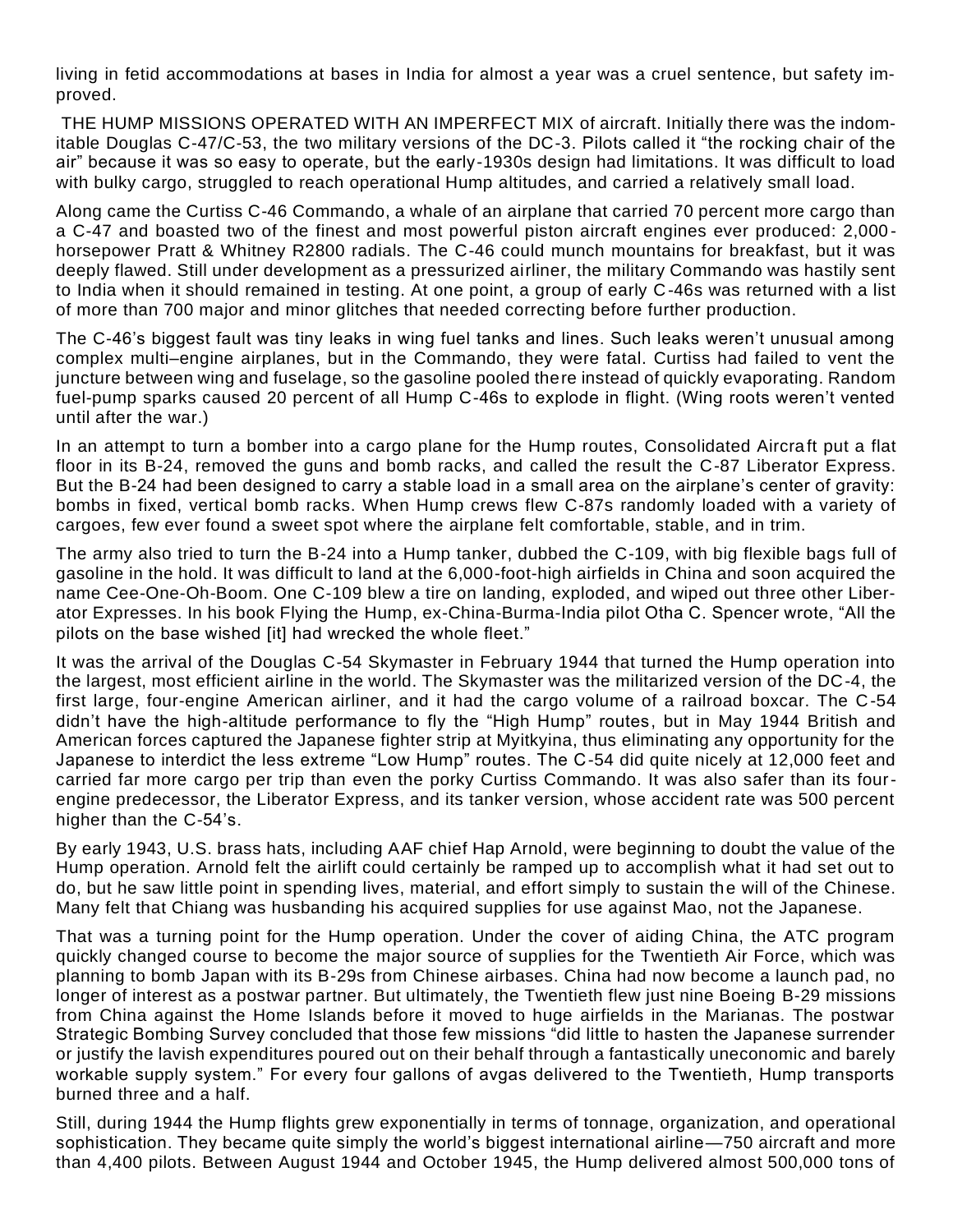living in fetid accommodations at bases in India for almost a year was a cruel sentence, but safety improved.

THE HUMP MISSIONS OPERATED WITH AN IMPERFECT MIX of aircraft. Initially there was the indomitable Douglas C-47/C-53, the two military versions of the DC-3. Pilots called it "the rocking chair of the air" because it was so easy to operate, but the early-1930s design had limitations. It was difficult to load with bulky cargo, struggled to reach operational Hump altitudes, and carried a relatively small load.

Along came the Curtiss C-46 Commando, a whale of an airplane that carried 70 percent more cargo than a C-47 and boasted two of the finest and most powerful piston aircraft engines ever produced: 2,000-horsepower Pratt & Whitney R2800 radials. The C-46 could munch mountains for breakfast, but it was deeply flawed. Still under development as a pressurized airliner, the military Commando was hastily sent to India when it should remained in testing. At one point, a group of early C-46s was returned with a list of more than 700 major and minor glitches that needed correcting before further production.

The C-46's biggest fault was tiny leaks in wing fuel tanks and lines. Such leaks weren't unusual among complex multi–engine airplanes, but in the Commando, they were fatal. Curtiss had failed to vent the juncture between wing and fuselage, so the gasoline pooled there instead of quickly evaporating. Random fuel-pump sparks caused 20 percent of all Hump C-46s to explode in flight. (Wing roots weren't vented until after the war.)

In an attempt to turn a bomber into a cargo plane for the Hump routes, Consolidated Aircraft put a flat floor in its B-24, removed the guns and bomb racks, and called the result the C-87 Liberator Express. But the B-24 had been designed to carry a stable load in a small area on the airplane's center of gravity: bombs in fixed, vertical bomb racks. When Hump crews flew C-87s randomly loaded with a variety of cargoes, few ever found a sweet spot where the airplane felt comfortable, stable, and in trim.

The army also tried to turn the B-24 into a Hump tanker, dubbed the C-109, with big flexible bags full of gasoline in the hold. It was difficult to land at the 6,000-foot-high airfields in China and soon acquired the name Cee-One-Oh-Boom. One C-109 blew a tire on landing, exploded, and wiped out three other Liberator Expresses. In his book Flying the Hump, ex-China-Burma-India pilot Otha C. Spencer wrote, "All the pilots on the base wished [it] had wrecked the whole fleet."

It was the arrival of the Douglas C-54 Skymaster in February 1944 that turned the Hump operation into the largest, most efficient airline in the world. The Skymaster was the militarized version of the DC-4, the first large, four-engine American airliner, and it had the cargo volume of a railroad boxcar. The C-54 didn't have the high-altitude performance to fly the "High Hump" routes, but in May 1944 British and American forces captured the Japanese fighter strip at Myitkyina, thus eliminating any opportunity for the Japanese to interdict the less extreme "Low Hump" routes. The C-54 did quite nicely at 12,000 feet and carried far more cargo per trip than even the porky Curtiss Commando. It was also safer than its four-engine predecessor, the Liberator Express, and its tanker version, whose accident rate was 500 percent higher than the C-54's.

By early 1943, U.S. brass hats, including AAF chief Hap Arnold, were beginning to doubt the value of the Hump operation. Arnold felt the airlift could certainly be ramped up to accomplish what it had set out to do, but he saw little point in spending lives, material, and effort simply to sustain the will of the Chinese. Many felt that Chiang was husbanding his acquired supplies for use against Mao, not the Japanese.

That was a turning point for the Hump operation. Under the cover of aiding China, the ATC program quickly changed course to become the major source of supplies for the Twentieth Air Force, which was planning to bomb Japan with its B-29s from Chinese airbases. China had now become a launch pad, no longer of interest as a postwar partner. But ultimately, the Twentieth flew just nine Boeing B-29 missions from China against the Home Islands before it moved to huge airfields in the Marianas. The postwar Strategic Bombing Survey concluded that those few missions "did little to hasten the Japanese surrender or justify the lavish expenditures poured out on their behalf through a fantastically uneconomic and barely workable supply system." For every four gallons of avgas delivered to the Twentieth, Hump transports burned three and a half.

Still, during 1944 the Hump flights grew exponentially in terms of tonnage, organization, and operational sophistication. They became quite simply the world's biggest international airline—750 aircraft and more than 4,400 pilots. Between August 1944 and October 1945, the Hump delivered almost 500,000 tons of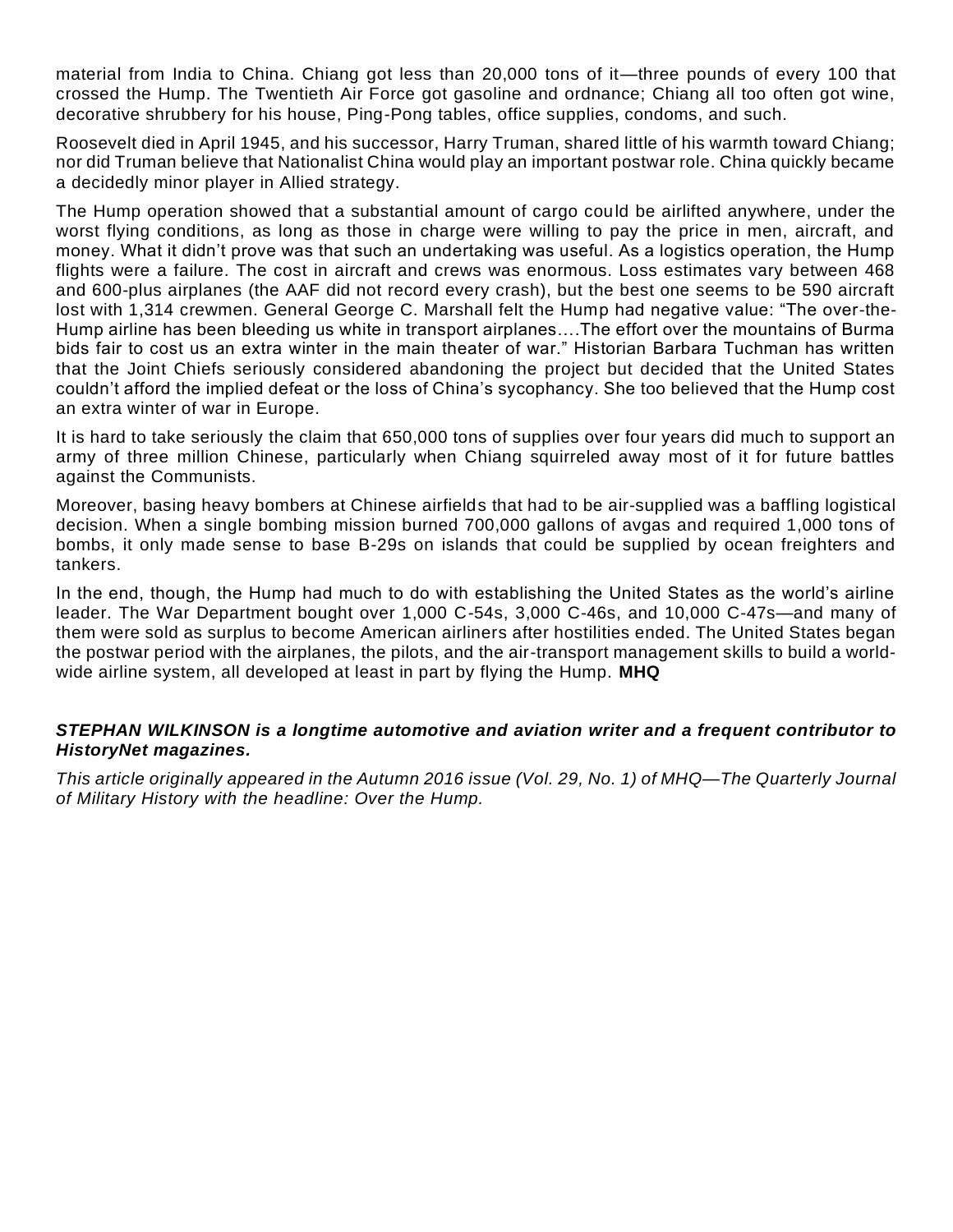material from India to China. Chiang got less than 20,000 tons of it—three pounds of every 100 that crossed the Hump. The Twentieth Air Force got gasoline and ordnance; Chiang all too often got wine, decorative shrubbery for his house, Ping-Pong tables, office supplies, condoms, and such.

Roosevelt died in April 1945, and his successor, Harry Truman, shared little of his warmth toward Chiang; nor did Truman believe that Nationalist China would play an important postwar role. China quickly became a decidedly minor player in Allied strategy.

The Hump operation showed that a substantial amount of cargo could be airlifted anywhere, under the worst flying conditions, as long as those in charge were willing to pay the price in men, aircraft, and money. What it didn't prove was that such an undertaking was useful. As a logistics operation, the Hump flights were a failure. The cost in aircraft and crews was enormous. Loss estimates vary between 468 and 600-plus airplanes (the AAF did not record every crash), but the best one seems to be 590 aircraft lost with 1,314 crewmen. General George C. Marshall felt the Hump had negative value: "The over-the-Hump airline has been bleeding us white in transport airplanes….The effort over the mountains of Burma bids fair to cost us an extra winter in the main theater of war." Historian Barbara Tuchman has written that the Joint Chiefs seriously considered abandoning the project but decided that the United States couldn't afford the implied defeat or the loss of China's sycophancy. She too believed that the Hump cost an extra winter of war in Europe.

It is hard to take seriously the claim that 650,000 tons of supplies over four years did much to support an army of three million Chinese, particularly when Chiang squirreled away most of it for future battles against the Communists.

Moreover, basing heavy bombers at Chinese airfields that had to be air-supplied was a baffling logistical decision. When a single bombing mission burned 700,000 gallons of avgas and required 1,000 tons of bombs, it only made sense to base B-29s on islands that could be supplied by ocean freighters and tankers.

In the end, though, the Hump had much to do with establishing the United States as the world's airline leader. The War Department bought over 1,000 C-54s, 3,000 C-46s, and 10,000 C-47s—and many of them were sold as surplus to become American airliners after hostilities ended. The United States began the postwar period with the airplanes, the pilots, and the air-transport management skills to build a world-wide airline system, all developed at least in part by flying the Hump. **MHQ**

***STEPHAN WILKINSON is a longtime automotive and aviation writer and a frequent contributor to HistoryNet magazines.***

*This article originally appeared in the Autumn 2016 issue (Vol. 29, No. 1) of MHQ—The Quarterly Journal of Military History with the headline: Over the Hump.*